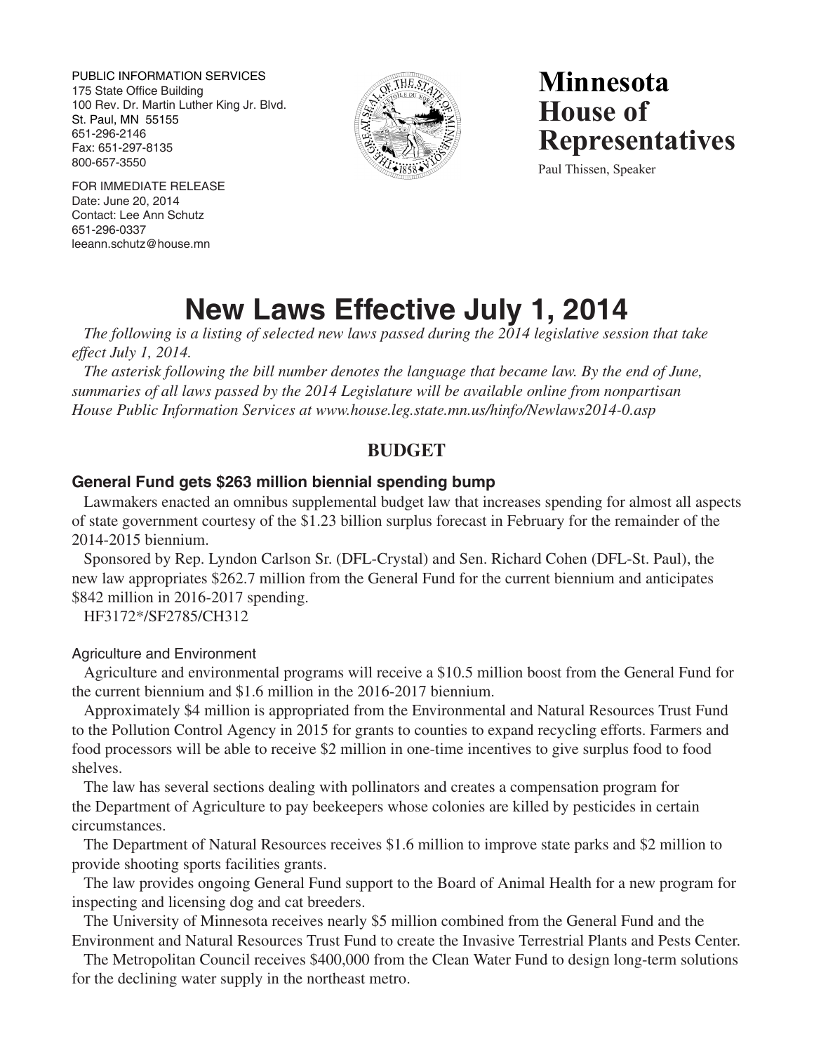PUBLIC INFORMATION SERVICES
175 State Office Building
100 Rev. Dr. Martin Luther King Jr. Blvd.
St. Paul, MN 55155
651-296-2146
Fax: 651-297-8135
800-657-3550

# Minnesota House of Representatives

Paul Thissen, Speaker

FOR IMMEDIATE RELEASE
Date: June 20, 2014
Contact: Lee Ann Schutz
651-296-0337
leeann.schutz@house.mn

# New Laws Effective July 1, 2014

*The following is a listing of selected new laws passed during the 2014 legislative session that take effect July 1, 2014.*

*The asterisk following the bill number denotes the language that became law. By the end of June, summaries of all laws passed by the 2014 Legislature will be available online from nonpartisan House Public Information Services at www.house.leg.state.mn.us/hinfo/Newlaws2014-0.asp*

## BUDGET

### General Fund gets $263 million biennial spending bump

Lawmakers enacted an omnibus supplemental budget law that increases spending for almost all aspects of state government courtesy of the $1.23 billion surplus forecast in February for the remainder of the 2014-2015 biennium.

Sponsored by Rep. Lyndon Carlson Sr. (DFL-Crystal) and Sen. Richard Cohen (DFL-St. Paul), the new law appropriates $262.7 million from the General Fund for the current biennium and anticipates $842 million in 2016-2017 spending.

HF3172*/SF2785/CH312

#### Agriculture and Environment

Agriculture and environmental programs will receive a $10.5 million boost from the General Fund for the current biennium and $1.6 million in the 2016-2017 biennium.

Approximately $4 million is appropriated from the Environmental and Natural Resources Trust Fund to the Pollution Control Agency in 2015 for grants to counties to expand recycling efforts. Farmers and food processors will be able to receive $2 million in one-time incentives to give surplus food to food shelves.

The law has several sections dealing with pollinators and creates a compensation program for the Department of Agriculture to pay beekeepers whose colonies are killed by pesticides in certain circumstances.

The Department of Natural Resources receives $1.6 million to improve state parks and $2 million to provide shooting sports facilities grants.

The law provides ongoing General Fund support to the Board of Animal Health for a new program for inspecting and licensing dog and cat breeders.

The University of Minnesota receives nearly $5 million combined from the General Fund and the Environment and Natural Resources Trust Fund to create the Invasive Terrestrial Plants and Pests Center.

The Metropolitan Council receives $400,000 from the Clean Water Fund to design long-term solutions for the declining water supply in the northeast metro.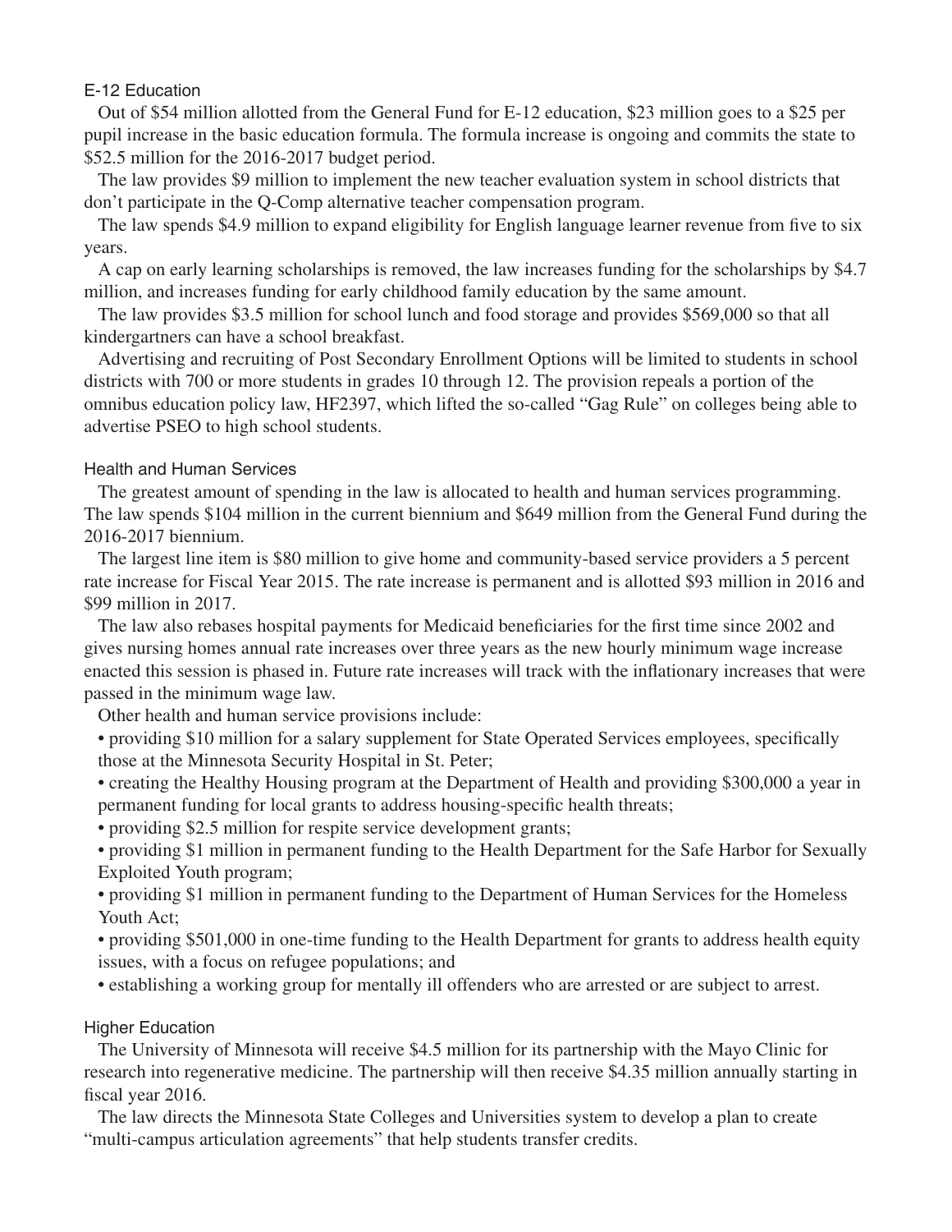## E-12 Education

Out of $54 million allotted from the General Fund for E-12 education, $23 million goes to a $25 per pupil increase in the basic education formula. The formula increase is ongoing and commits the state to $52.5 million for the 2016-2017 budget period.

The law provides $9 million to implement the new teacher evaluation system in school districts that don't participate in the Q-Comp alternative teacher compensation program.

The law spends $4.9 million to expand eligibility for English language learner revenue from five to six years.

A cap on early learning scholarships is removed, the law increases funding for the scholarships by $4.7 million, and increases funding for early childhood family education by the same amount.

The law provides $3.5 million for school lunch and food storage and provides $569,000 so that all kindergartners can have a school breakfast.

Advertising and recruiting of Post Secondary Enrollment Options will be limited to students in school districts with 700 or more students in grades 10 through 12. The provision repeals a portion of the omnibus education policy law, HF2397, which lifted the so-called "Gag Rule" on colleges being able to advertise PSEO to high school students.

## Health and Human Services

The greatest amount of spending in the law is allocated to health and human services programming. The law spends $104 million in the current biennium and $649 million from the General Fund during the 2016-2017 biennium.

The largest line item is $80 million to give home and community-based service providers a 5 percent rate increase for Fiscal Year 2015. The rate increase is permanent and is allotted $93 million in 2016 and $99 million in 2017.

The law also rebases hospital payments for Medicaid beneficiaries for the first time since 2002 and gives nursing homes annual rate increases over three years as the new hourly minimum wage increase enacted this session is phased in. Future rate increases will track with the inflationary increases that were passed in the minimum wage law.

Other health and human service provisions include:

- providing $10 million for a salary supplement for State Operated Services employees, specifically those at the Minnesota Security Hospital in St. Peter;
- creating the Healthy Housing program at the Department of Health and providing $300,000 a year in permanent funding for local grants to address housing-specific health threats;
- providing $2.5 million for respite service development grants;
- providing $1 million in permanent funding to the Health Department for the Safe Harbor for Sexually Exploited Youth program;
- providing $1 million in permanent funding to the Department of Human Services for the Homeless Youth Act;
- providing $501,000 in one-time funding to the Health Department for grants to address health equity issues, with a focus on refugee populations; and
- establishing a working group for mentally ill offenders who are arrested or are subject to arrest.

## Higher Education

The University of Minnesota will receive $4.5 million for its partnership with the Mayo Clinic for research into regenerative medicine. The partnership will then receive $4.35 million annually starting in fiscal year 2016.

The law directs the Minnesota State Colleges and Universities system to develop a plan to create "multi-campus articulation agreements" that help students transfer credits.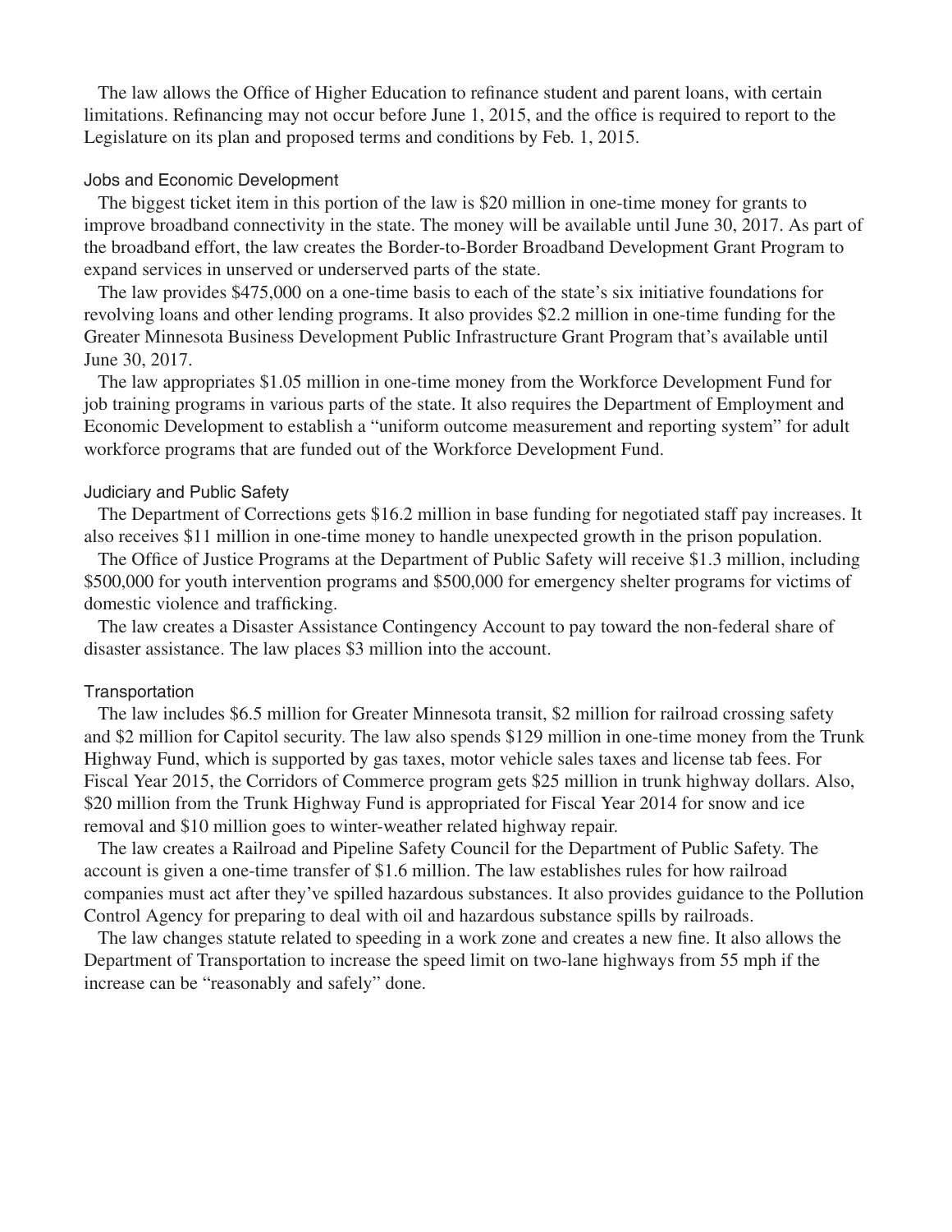The law allows the Office of Higher Education to refinance student and parent loans, with certain limitations. Refinancing may not occur before June 1, 2015, and the office is required to report to the Legislature on its plan and proposed terms and conditions by Feb. 1, 2015.

### Jobs and Economic Development

The biggest ticket item in this portion of the law is $20 million in one-time money for grants to improve broadband connectivity in the state. The money will be available until June 30, 2017. As part of the broadband effort, the law creates the Border-to-Border Broadband Development Grant Program to expand services in unserved or underserved parts of the state.

The law provides $475,000 on a one-time basis to each of the state's six initiative foundations for revolving loans and other lending programs. It also provides $2.2 million in one-time funding for the Greater Minnesota Business Development Public Infrastructure Grant Program that's available until June 30, 2017.

The law appropriates $1.05 million in one-time money from the Workforce Development Fund for job training programs in various parts of the state. It also requires the Department of Employment and Economic Development to establish a "uniform outcome measurement and reporting system" for adult workforce programs that are funded out of the Workforce Development Fund.

### Judiciary and Public Safety

The Department of Corrections gets $16.2 million in base funding for negotiated staff pay increases. It also receives $11 million in one-time money to handle unexpected growth in the prison population.

The Office of Justice Programs at the Department of Public Safety will receive $1.3 million, including $500,000 for youth intervention programs and $500,000 for emergency shelter programs for victims of domestic violence and trafficking.

The law creates a Disaster Assistance Contingency Account to pay toward the non-federal share of disaster assistance. The law places $3 million into the account.

### Transportation

The law includes $6.5 million for Greater Minnesota transit, $2 million for railroad crossing safety and $2 million for Capitol security. The law also spends $129 million in one-time money from the Trunk Highway Fund, which is supported by gas taxes, motor vehicle sales taxes and license tab fees. For Fiscal Year 2015, the Corridors of Commerce program gets $25 million in trunk highway dollars. Also, $20 million from the Trunk Highway Fund is appropriated for Fiscal Year 2014 for snow and ice removal and $10 million goes to winter-weather related highway repair.

The law creates a Railroad and Pipeline Safety Council for the Department of Public Safety. The account is given a one-time transfer of $1.6 million. The law establishes rules for how railroad companies must act after they've spilled hazardous substances. It also provides guidance to the Pollution Control Agency for preparing to deal with oil and hazardous substance spills by railroads.

The law changes statute related to speeding in a work zone and creates a new fine. It also allows the Department of Transportation to increase the speed limit on two-lane highways from 55 mph if the increase can be "reasonably and safely" done.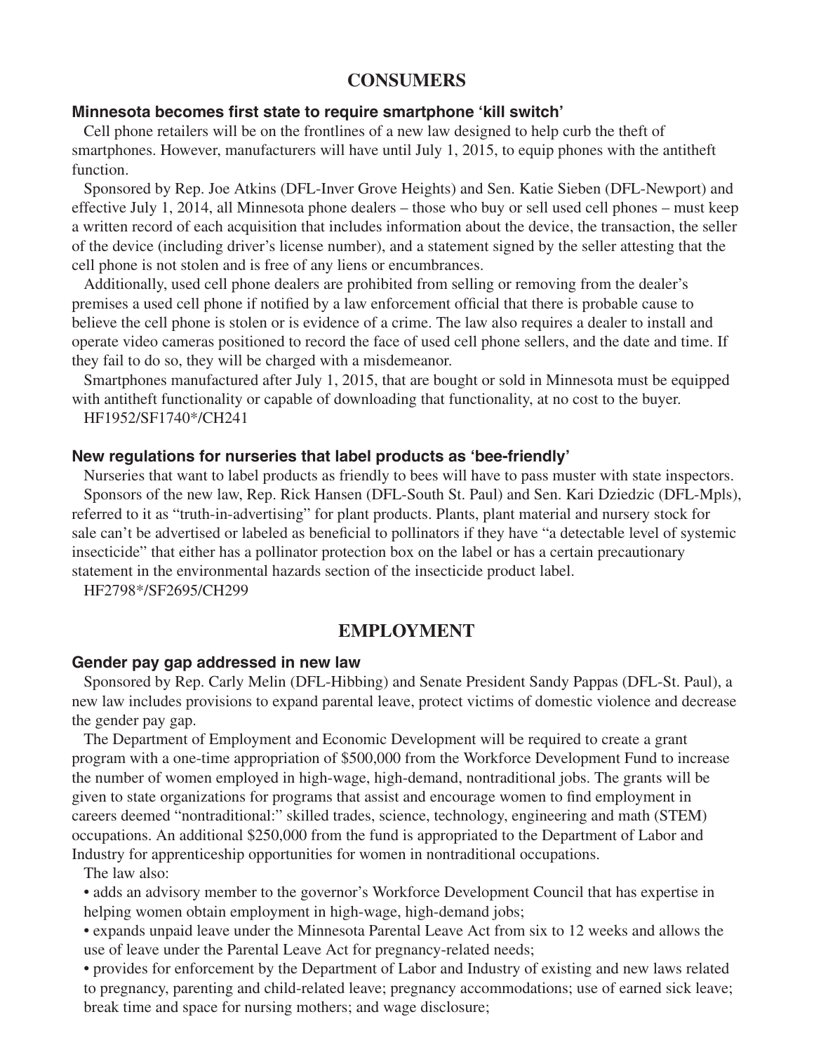## CONSUMERS

### Minnesota becomes first state to require smartphone 'kill switch'

Cell phone retailers will be on the frontlines of a new law designed to help curb the theft of smartphones. However, manufacturers will have until July 1, 2015, to equip phones with the antitheft function.

Sponsored by Rep. Joe Atkins (DFL-Inver Grove Heights) and Sen. Katie Sieben (DFL-Newport) and effective July 1, 2014, all Minnesota phone dealers – those who buy or sell used cell phones – must keep a written record of each acquisition that includes information about the device, the transaction, the seller of the device (including driver's license number), and a statement signed by the seller attesting that the cell phone is not stolen and is free of any liens or encumbrances.

Additionally, used cell phone dealers are prohibited from selling or removing from the dealer's premises a used cell phone if notified by a law enforcement official that there is probable cause to believe the cell phone is stolen or is evidence of a crime. The law also requires a dealer to install and operate video cameras positioned to record the face of used cell phone sellers, and the date and time. If they fail to do so, they will be charged with a misdemeanor.

Smartphones manufactured after July 1, 2015, that are bought or sold in Minnesota must be equipped with antitheft functionality or capable of downloading that functionality, at no cost to the buyer.

HF1952/SF1740*/CH241

### New regulations for nurseries that label products as 'bee-friendly'

Nurseries that want to label products as friendly to bees will have to pass muster with state inspectors.

Sponsors of the new law, Rep. Rick Hansen (DFL-South St. Paul) and Sen. Kari Dziedzic (DFL-Mpls), referred to it as "truth-in-advertising" for plant products. Plants, plant material and nursery stock for sale can't be advertised or labeled as beneficial to pollinators if they have "a detectable level of systemic insecticide" that either has a pollinator protection box on the label or has a certain precautionary statement in the environmental hazards section of the insecticide product label.

HF2798*/SF2695/CH299

## EMPLOYMENT

### Gender pay gap addressed in new law

Sponsored by Rep. Carly Melin (DFL-Hibbing) and Senate President Sandy Pappas (DFL-St. Paul), a new law includes provisions to expand parental leave, protect victims of domestic violence and decrease the gender pay gap.

The Department of Employment and Economic Development will be required to create a grant program with a one-time appropriation of $500,000 from the Workforce Development Fund to increase the number of women employed in high-wage, high-demand, nontraditional jobs. The grants will be given to state organizations for programs that assist and encourage women to find employment in careers deemed "nontraditional:" skilled trades, science, technology, engineering and math (STEM) occupations. An additional $250,000 from the fund is appropriated to the Department of Labor and Industry for apprenticeship opportunities for women in nontraditional occupations.

The law also:

- adds an advisory member to the governor's Workforce Development Council that has expertise in helping women obtain employment in high-wage, high-demand jobs;
- expands unpaid leave under the Minnesota Parental Leave Act from six to 12 weeks and allows the use of leave under the Parental Leave Act for pregnancy-related needs;
- provides for enforcement by the Department of Labor and Industry of existing and new laws related to pregnancy, parenting and child-related leave; pregnancy accommodations; use of earned sick leave; break time and space for nursing mothers; and wage disclosure;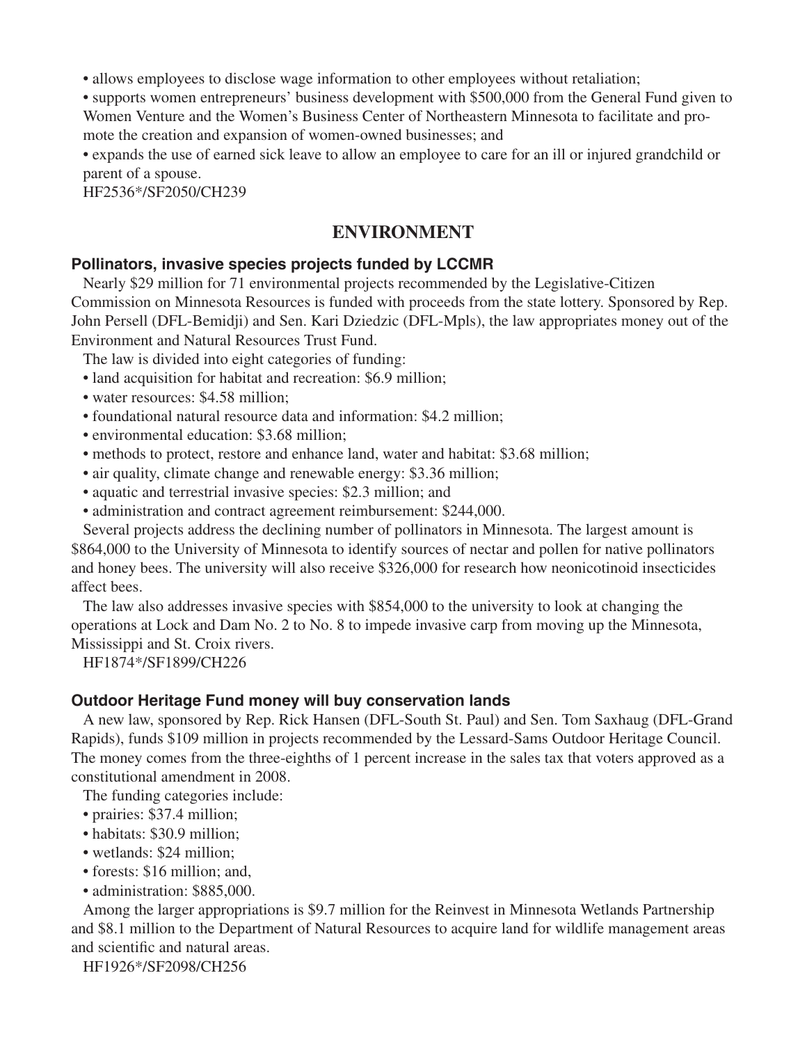- allows employees to disclose wage information to other employees without retaliation;
- supports women entrepreneurs' business development with $500,000 from the General Fund given to Women Venture and the Women's Business Center of Northeastern Minnesota to facilitate and promote the creation and expansion of women-owned businesses; and
- expands the use of earned sick leave to allow an employee to care for an ill or injured grandchild or parent of a spouse.

HF2536*/SF2050/CH239

## ENVIRONMENT

### Pollinators, invasive species projects funded by LCCMR

Nearly $29 million for 71 environmental projects recommended by the Legislative-Citizen Commission on Minnesota Resources is funded with proceeds from the state lottery. Sponsored by Rep. John Persell (DFL-Bemidji) and Sen. Kari Dziedzic (DFL-Mpls), the law appropriates money out of the Environment and Natural Resources Trust Fund.

The law is divided into eight categories of funding:

- land acquisition for habitat and recreation: $6.9 million;
- water resources: $4.58 million;
- foundational natural resource data and information: $4.2 million;
- environmental education: $3.68 million;
- methods to protect, restore and enhance land, water and habitat: $3.68 million;
- air quality, climate change and renewable energy: $3.36 million;
- aquatic and terrestrial invasive species: $2.3 million; and
- administration and contract agreement reimbursement: $244,000.

Several projects address the declining number of pollinators in Minnesota. The largest amount is $864,000 to the University of Minnesota to identify sources of nectar and pollen for native pollinators and honey bees. The university will also receive $326,000 for research how neonicotinoid insecticides affect bees.

The law also addresses invasive species with $854,000 to the university to look at changing the operations at Lock and Dam No. 2 to No. 8 to impede invasive carp from moving up the Minnesota, Mississippi and St. Croix rivers.

HF1874*/SF1899/CH226

### Outdoor Heritage Fund money will buy conservation lands

A new law, sponsored by Rep. Rick Hansen (DFL-South St. Paul) and Sen. Tom Saxhaug (DFL-Grand Rapids), funds $109 million in projects recommended by the Lessard-Sams Outdoor Heritage Council. The money comes from the three-eighths of 1 percent increase in the sales tax that voters approved as a constitutional amendment in 2008.

The funding categories include:

- prairies: $37.4 million;
- habitats: $30.9 million;
- wetlands: $24 million;
- forests: $16 million; and,
- administration: $885,000.

Among the larger appropriations is $9.7 million for the Reinvest in Minnesota Wetlands Partnership and $8.1 million to the Department of Natural Resources to acquire land for wildlife management areas and scientific and natural areas.

HF1926*/SF2098/CH256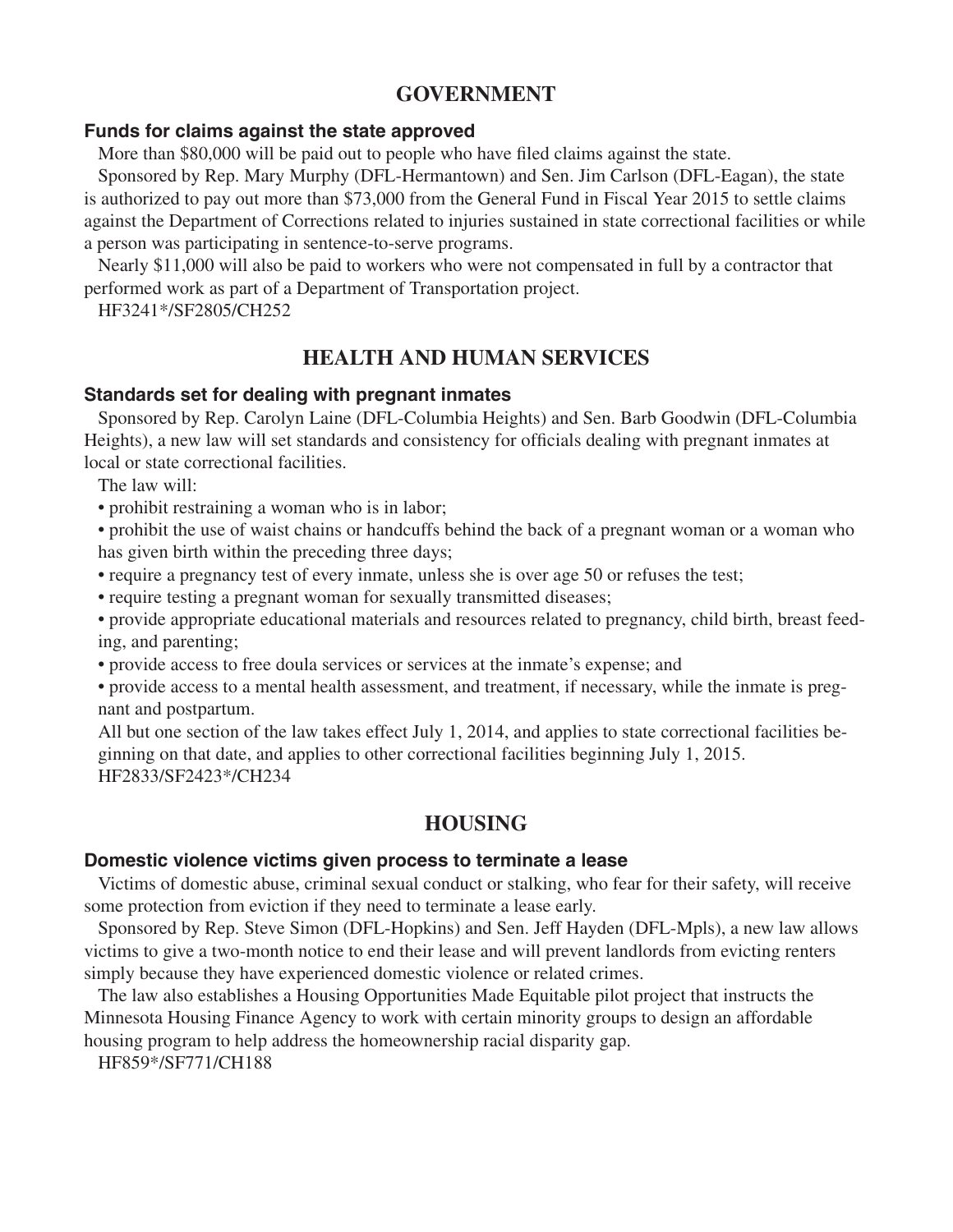## GOVERNMENT

### Funds for claims against the state approved

More than $80,000 will be paid out to people who have filed claims against the state.

Sponsored by Rep. Mary Murphy (DFL-Hermantown) and Sen. Jim Carlson (DFL-Eagan), the state is authorized to pay out more than $73,000 from the General Fund in Fiscal Year 2015 to settle claims against the Department of Corrections related to injuries sustained in state correctional facilities or while a person was participating in sentence-to-serve programs.

Nearly $11,000 will also be paid to workers who were not compensated in full by a contractor that performed work as part of a Department of Transportation project.

HF3241*/SF2805/CH252

## HEALTH AND HUMAN SERVICES

### Standards set for dealing with pregnant inmates

Sponsored by Rep. Carolyn Laine (DFL-Columbia Heights) and Sen. Barb Goodwin (DFL-Columbia Heights), a new law will set standards and consistency for officials dealing with pregnant inmates at local or state correctional facilities.

The law will:

- prohibit restraining a woman who is in labor;
- prohibit the use of waist chains or handcuffs behind the back of a pregnant woman or a woman who has given birth within the preceding three days;
- require a pregnancy test of every inmate, unless she is over age 50 or refuses the test;
- require testing a pregnant woman for sexually transmitted diseases;
- provide appropriate educational materials and resources related to pregnancy, child birth, breast feeding, and parenting;
- provide access to free doula services or services at the inmate's expense; and
- provide access to a mental health assessment, and treatment, if necessary, while the inmate is pregnant and postpartum.

All but one section of the law takes effect July 1, 2014, and applies to state correctional facilities beginning on that date, and applies to other correctional facilities beginning July 1, 2015.

HF2833/SF2423*/CH234

## HOUSING

### Domestic violence victims given process to terminate a lease

Victims of domestic abuse, criminal sexual conduct or stalking, who fear for their safety, will receive some protection from eviction if they need to terminate a lease early.

Sponsored by Rep. Steve Simon (DFL-Hopkins) and Sen. Jeff Hayden (DFL-Mpls), a new law allows victims to give a two-month notice to end their lease and will prevent landlords from evicting renters simply because they have experienced domestic violence or related crimes.

The law also establishes a Housing Opportunities Made Equitable pilot project that instructs the Minnesota Housing Finance Agency to work with certain minority groups to design an affordable housing program to help address the homeownership racial disparity gap.

HF859*/SF771/CH188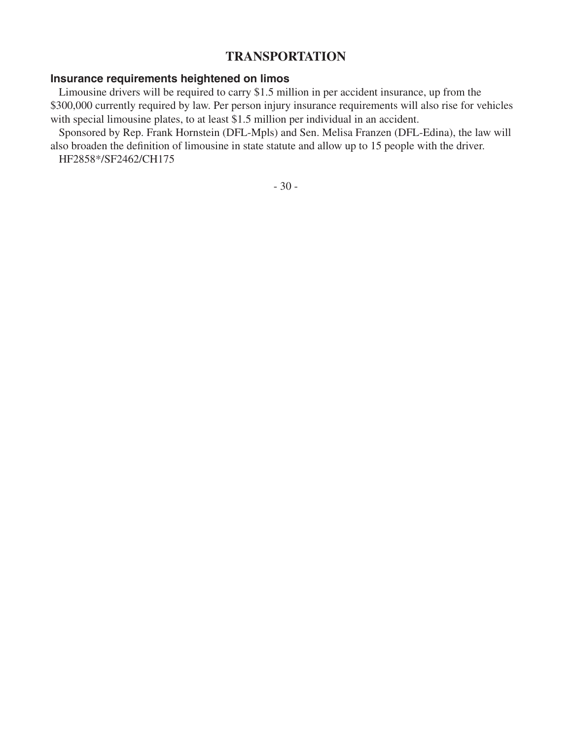# TRANSPORTATION

### Insurance requirements heightened on limos

Limousine drivers will be required to carry $1.5 million in per accident insurance, up from the $300,000 currently required by law. Per person injury insurance requirements will also rise for vehicles with special limousine plates, to at least $1.5 million per individual in an accident.

Sponsored by Rep. Frank Hornstein (DFL-Mpls) and Sen. Melisa Franzen (DFL-Edina), the law will also broaden the definition of limousine in state statute and allow up to 15 people with the driver.

HF2858*/SF2462/CH175